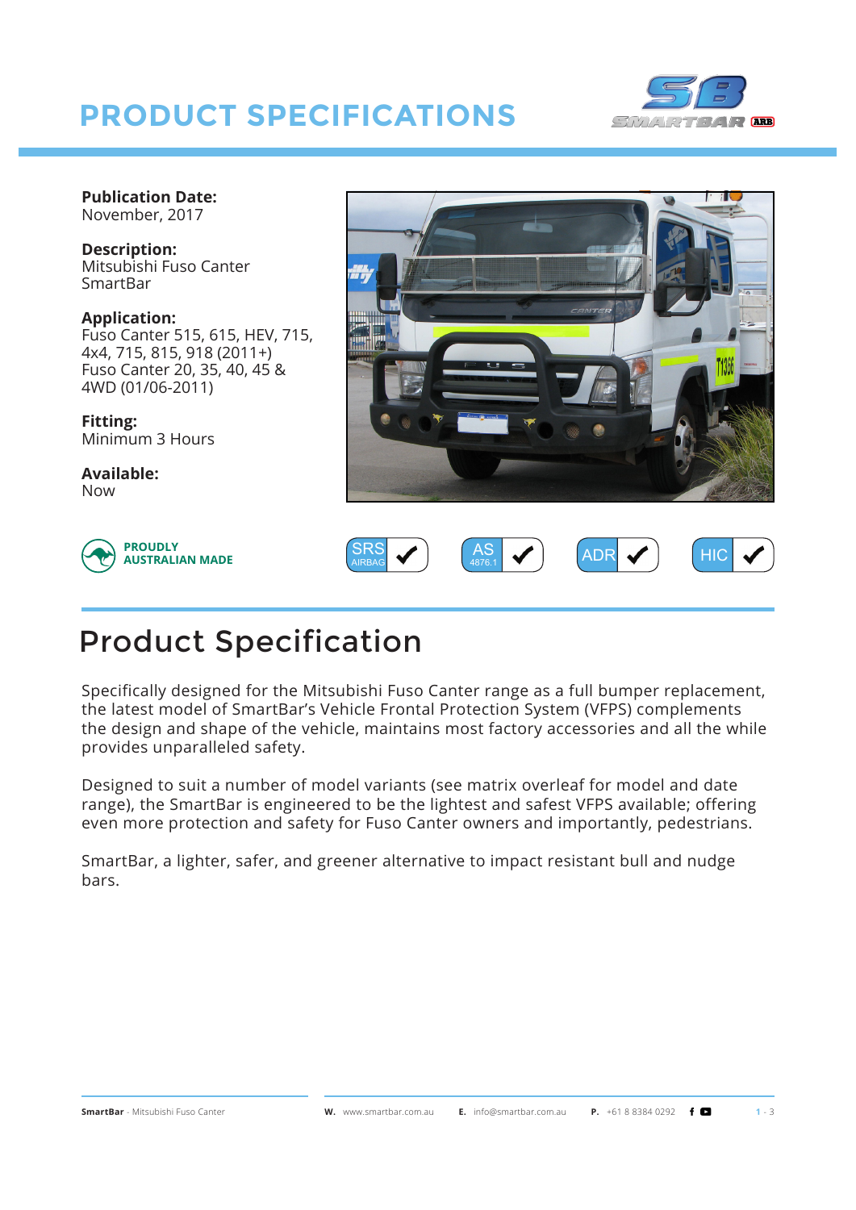# PRODUCT SPECIFICATIONS

**Publication Date:**
November, 2017

**Description:**
Mitsubishi Fuso Canter SmartBar

**Application:**
Fuso Canter 515, 615, HEV, 715, 4x4, 715, 815, 918 (2011+)
Fuso Canter 20, 35, 40, 45 & 4WD (01/06-2011)

**Fitting:**
Minimum 3 Hours

**Available:**
Now

PROUDLY AUSTRALIAN MADE

SRS AIRBAG ✓ AS 4876.1 ✓ ADR ✓ HIC ✓

## Product Specification

Specifically designed for the Mitsubishi Fuso Canter range as a full bumper replacement, the latest model of SmartBar's Vehicle Frontal Protection System (VFPS) complements the design and shape of the vehicle, maintains most factory accessories and all the while provides unparalleled safety.

Designed to suit a number of model variants (see matrix overleaf for model and date range), the SmartBar is engineered to be the lightest and safest VFPS available; offering even more protection and safety for Fuso Canter owners and importantly, pedestrians.

SmartBar, a lighter, safer, and greener alternative to impact resistant bull and nudge bars.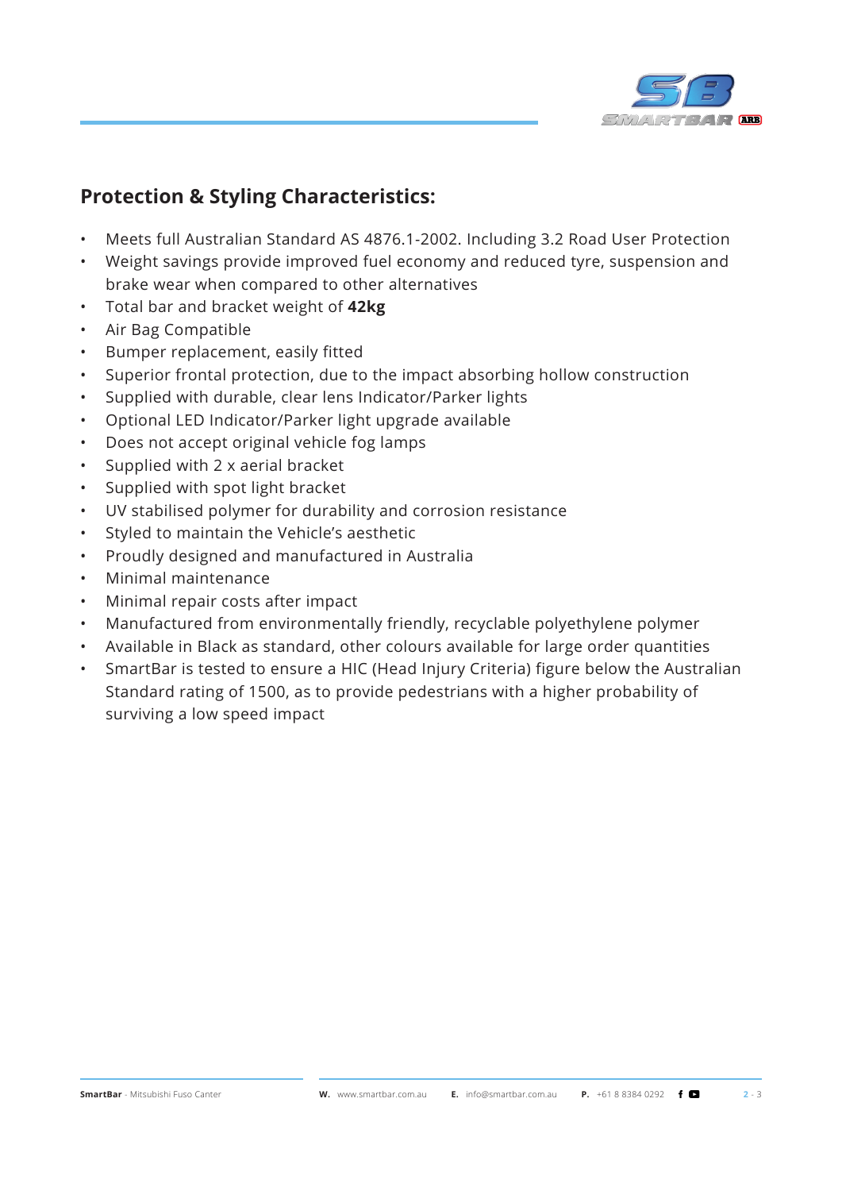## Protection & Styling Characteristics:

- Meets full Australian Standard AS 4876.1-2002. Including 3.2 Road User Protection
- Weight savings provide improved fuel economy and reduced tyre, suspension and brake wear when compared to other alternatives
- Total bar and bracket weight of **42kg**
- Air Bag Compatible
- Bumper replacement, easily fitted
- Superior frontal protection, due to the impact absorbing hollow construction
- Supplied with durable, clear lens Indicator/Parker lights
- Optional LED Indicator/Parker light upgrade available
- Does not accept original vehicle fog lamps
- Supplied with 2 x aerial bracket
- Supplied with spot light bracket
- UV stabilised polymer for durability and corrosion resistance
- Styled to maintain the Vehicle's aesthetic
- Proudly designed and manufactured in Australia
- Minimal maintenance
- Minimal repair costs after impact
- Manufactured from environmentally friendly, recyclable polyethylene polymer
- Available in Black as standard, other colours available for large order quantities
- SmartBar is tested to ensure a HIC (Head Injury Criteria) figure below the Australian Standard rating of 1500, as to provide pedestrians with a higher probability of surviving a low speed impact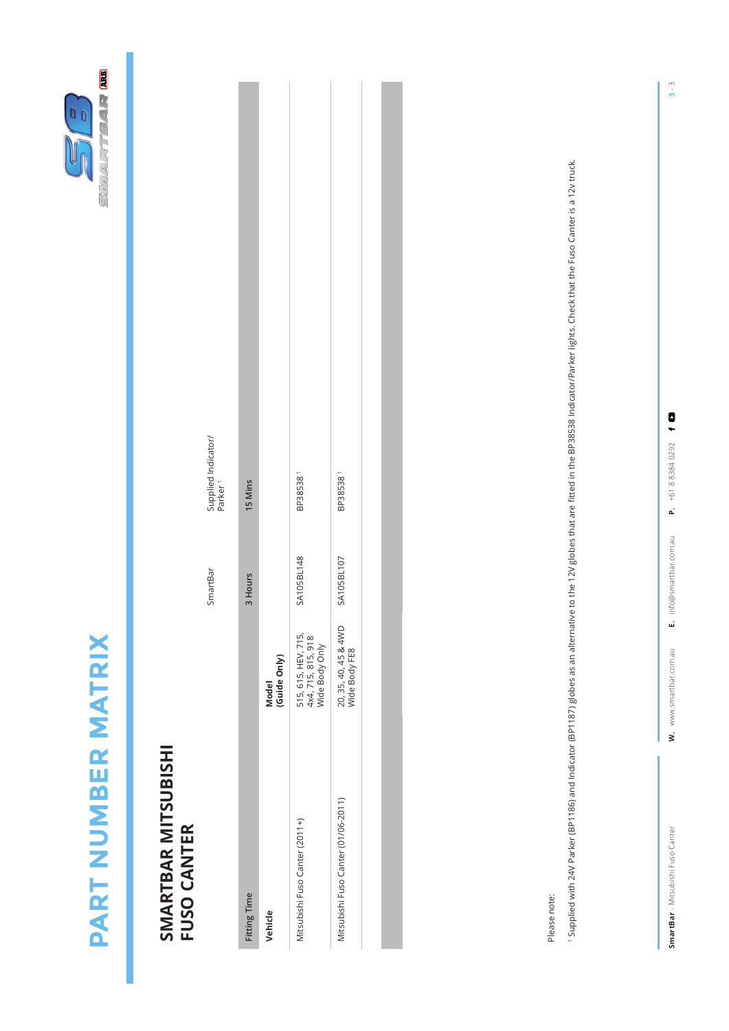# PART NUMBER MATRIX

## SMARTBAR MITSUBISHI FUSO CANTER

| | | SmartBar | Supplied Indicator/ Parker[1] |
|---|---|---|---|
| Fitting Time | | 3 Hours | 15 Mins |
| **Vehicle** | **Model (Guide Only)** | | |
| Mitsubishi Fuso Canter (2011+) | 515, 615, HEV, 715, 4x4, 715, 815, 918 Wide Body Only | SA105BL148 | BP38538 [1] |
| Mitsubishi Fuso Canter (01/06-2011) | 20, 35, 40, 45 & 4WD Wide Body FE8 | SA105BL107 | BP38538 [1] |

Please note:

[1] Supplied with 24V Parker (BP1186) and Indicator (BP1187) globes as an alternative to the 12V globes that are fitted in the BP38538 Indicator/Parker lights. Check that the Fuso Canter is a 12v truck.

**W.** www.smartbar.com.au **E.** info@smartbar.com.au **P.** +61 8 8384 0292